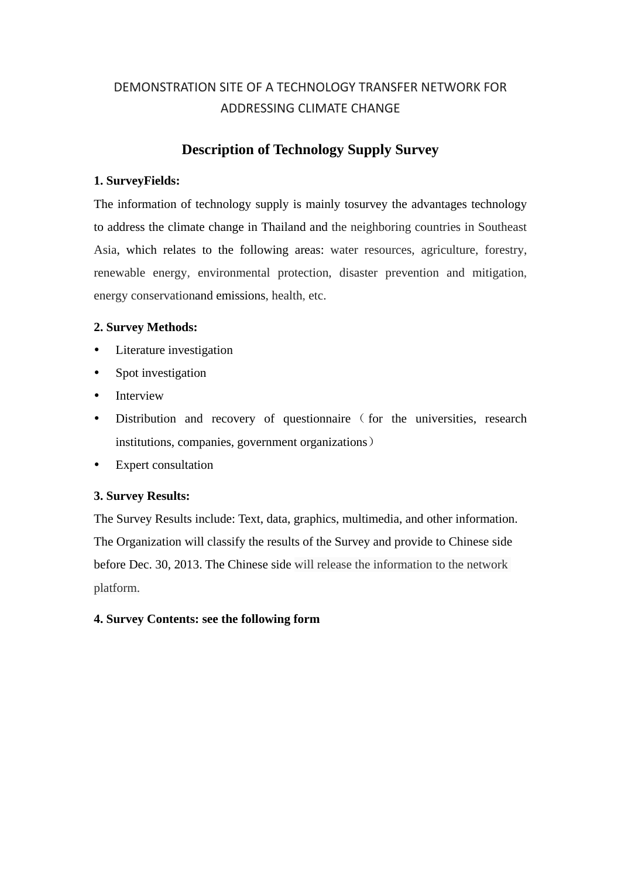DEMONSTRATION SITE OF A TECHNOLOGY TRANSFER NETWORK FOR ADDRESSING CLIMATE CHANGE

# Description of Technology Supply Survey

**1. SurveyFields:**

The information of technology supply is mainly tosurvey the advantages technology to address the climate change in Thailand and the neighboring countries in Southeast Asia, which relates to the following areas: water resources, agriculture, forestry, renewable energy, environmental protection, disaster prevention and mitigation, energy conservationand emissions, health, etc.

**2. Survey Methods:**

- Literature investigation
- Spot investigation
- Interview
- Distribution and recovery of questionnaire（for the universities, research institutions, companies, government organizations）
- Expert consultation

**3. Survey Results:**

The Survey Results include: Text, data, graphics, multimedia, and other information. The Organization will classify the results of the Survey and provide to Chinese side before Dec. 30, 2013. The Chinese side will release the information to the network platform.

**4. Survey Contents: see the following form**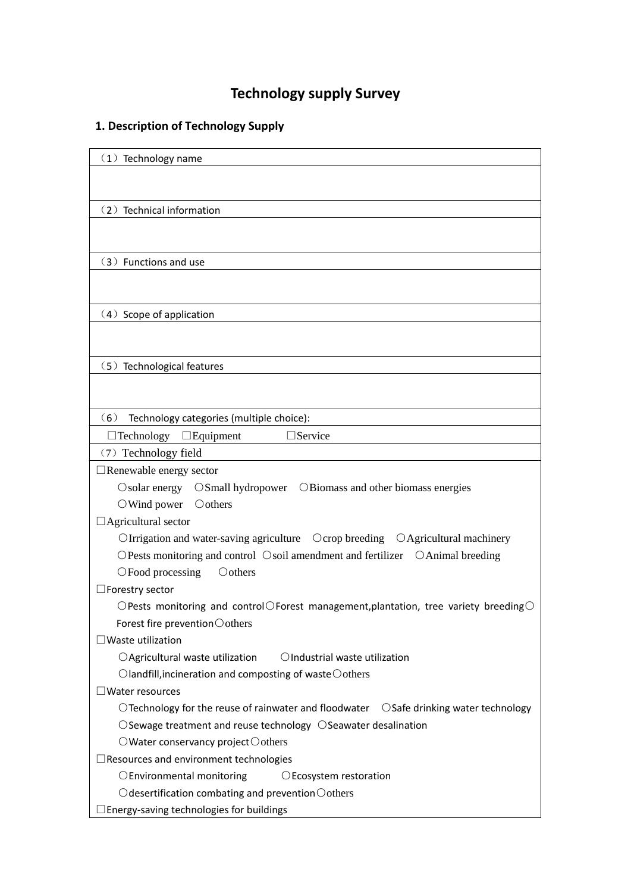# Technology supply Survey

## 1. Description of Technology Supply

| （1）Technology name |
|---|
| |
| （2）Technical information |
| |
| （3）Functions and use |
| |
| （4）Scope of application |
| |
| （5）Technological features |
| |
| （6） Technology categories (multiple choice): |
| □Technology □Equipment □Service |
| （7）Technology field |
| □Renewable energy sector<br>○solar energy ○Small hydropower ○Biomass and other biomass energies<br>○Wind power ○others<br>□Agricultural sector<br>○Irrigation and water-saving agriculture ○crop breeding ○Agricultural machinery<br>○Pests monitoring and control ○soil amendment and fertilizer ○Animal breeding<br>○Food processing ○others<br>□Forestry sector<br>○Pests monitoring and control○Forest management,plantation, tree variety breeding○Forest fire prevention○others<br>□Waste utilization<br>○Agricultural waste utilization ○Industrial waste utilization<br>○landfill,incineration and composting of waste○others<br>□Water resources<br>○Technology for the reuse of rainwater and floodwater ○Safe drinking water technology<br>○Sewage treatment and reuse technology ○Seawater desalination<br>○Water conservancy project○others<br>□Resources and environment technologies<br>○Environmental monitoring ○Ecosystem restoration<br>○desertification combating and prevention○others<br>□Energy-saving technologies for buildings |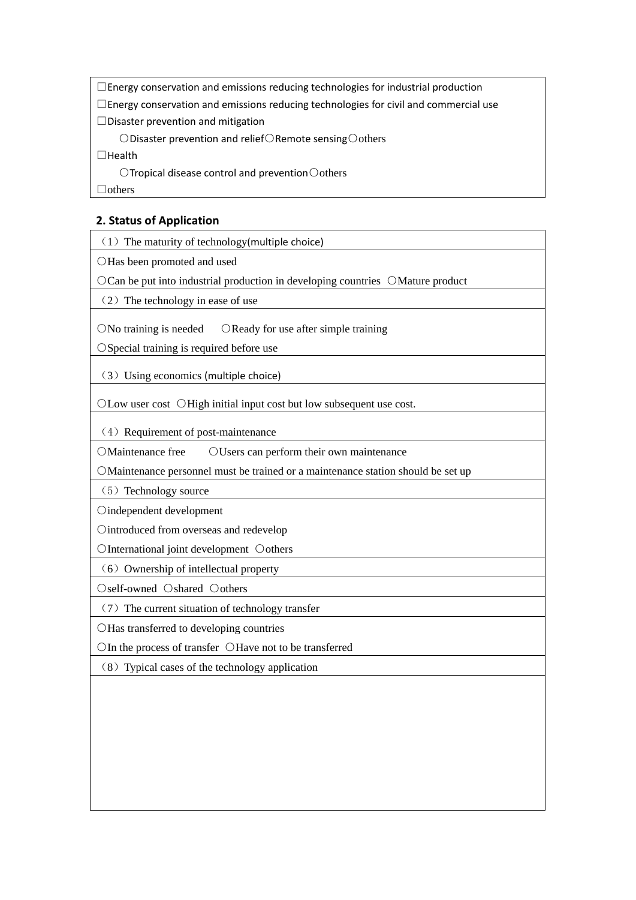| ☐Energy conservation and emissions reducing technologies for industrial production<br>☐Energy conservation and emissions reducing technologies for civil and commercial use<br>☐Disaster prevention and mitigation<br>　○Disaster prevention and relief○Remote sensing○others<br>☐Health<br>　○Tropical disease control and prevention○others<br>☐others |
|---|

## 2. Status of Application

| （1）The maturity of technology(multiple choice) |
|---|
| ○Has been promoted and used<br>○Can be put into industrial production in developing countries ○Mature product |
| （2）The technology in ease of use |
| ○No training is needed ○Ready for use after simple training<br>○Special training is required before use |
| （3）Using economics (multiple choice) |
| ○Low user cost ○High initial input cost but low subsequent use cost. |
| （4）Requirement of post-maintenance |
| ○Maintenance free ○Users can perform their own maintenance<br>○Maintenance personnel must be trained or a maintenance station should be set up |
| （5）Technology source |
| ○independent development<br>○introduced from overseas and redevelop<br>○International joint development ○others |
| （6）Ownership of intellectual property |
| ○self-owned ○shared ○others |
| （7）The current situation of technology transfer |
| ○Has transferred to developing countries<br>○In the process of transfer ○Have not to be transferred |
| （8）Typical cases of the technology application |
| |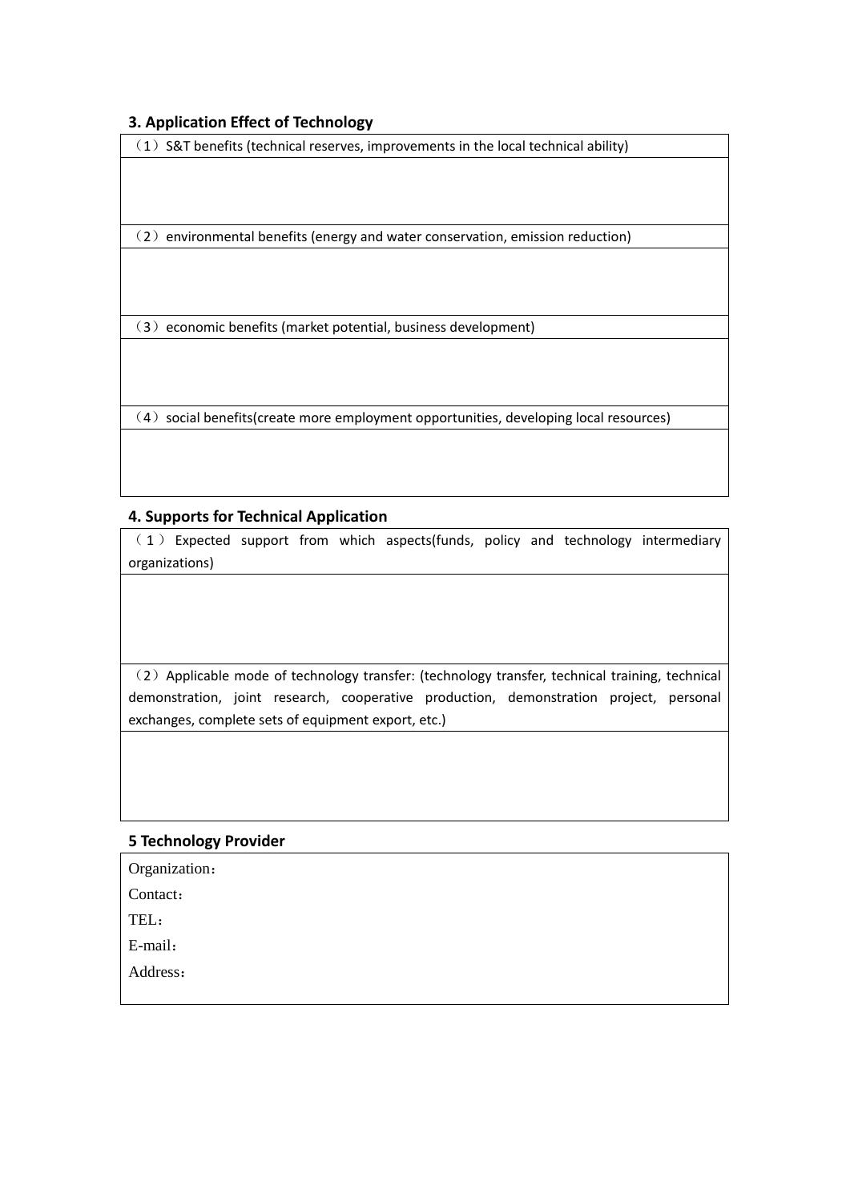### 3. Application Effect of Technology

| （1）S&T benefits (technical reserves, improvements in the local technical ability) |
|---|
| |
| （2）environmental benefits (energy and water conservation, emission reduction) |
| |
| （3）economic benefits (market potential, business development) |
| |
| （4）social benefits(create more employment opportunities, developing local resources) |
| |

### 4. Supports for Technical Application

| （1）Expected support from which aspects(funds, policy and technology intermediary organizations) |
|---|
| |
| （2）Applicable mode of technology transfer: (technology transfer, technical training, technical demonstration, joint research, cooperative production, demonstration project, personal exchanges, complete sets of equipment export, etc.) |
| |

### 5 Technology Provider

| Organization：<br>Contact：<br>TEL：<br>E-mail：<br>Address： |
|---|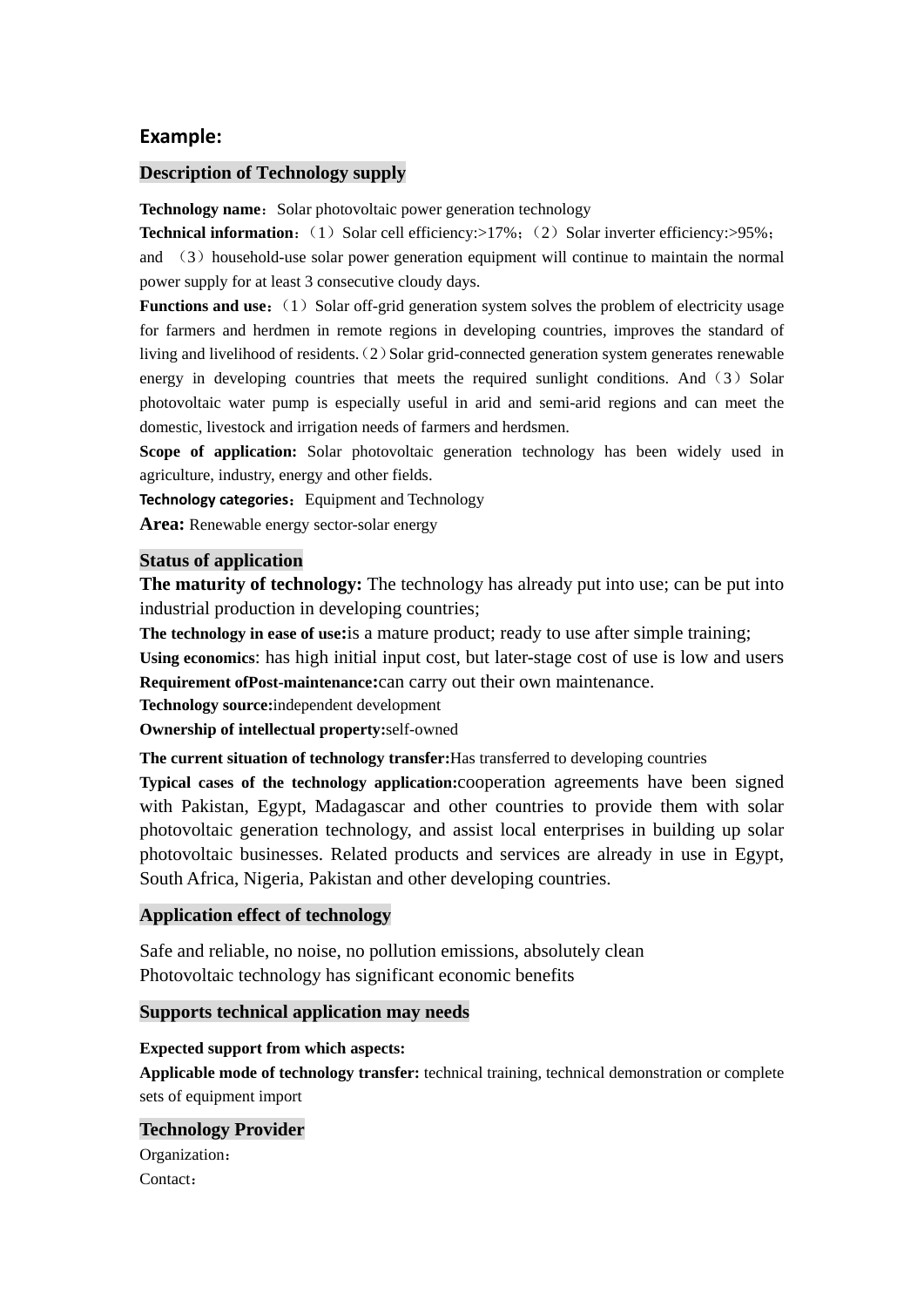## Example:

### Description of Technology supply

**Technology name**：Solar photovoltaic power generation technology

**Technical information**：（1）Solar cell efficiency:>17%；（2）Solar inverter efficiency:>95%；and （3）household-use solar power generation equipment will continue to maintain the normal power supply for at least 3 consecutive cloudy days.

**Functions and use**：（1）Solar off-grid generation system solves the problem of electricity usage for farmers and herdmen in remote regions in developing countries, improves the standard of living and livelihood of residents.（2）Solar grid-connected generation system generates renewable energy in developing countries that meets the required sunlight conditions. And（3）Solar photovoltaic water pump is especially useful in arid and semi-arid regions and can meet the domestic, livestock and irrigation needs of farmers and herdsmen.

**Scope of application:** Solar photovoltaic generation technology has been widely used in agriculture, industry, energy and other fields.

**Technology categories**：Equipment and Technology

**Area:** Renewable energy sector-solar energy

### Status of application

**The maturity of technology:** The technology has already put into use; can be put into industrial production in developing countries;

**The technology in ease of use:**is a mature product; ready to use after simple training;

**Using economics**: has high initial input cost, but later-stage cost of use is low and users

**Requirement ofPost-maintenance:**can carry out their own maintenance.

**Technology source:**independent development

**Ownership of intellectual property:**self-owned

**The current situation of technology transfer:**Has transferred to developing countries

**Typical cases of the technology application:**cooperation agreements have been signed with Pakistan, Egypt, Madagascar and other countries to provide them with solar photovoltaic generation technology, and assist local enterprises in building up solar photovoltaic businesses. Related products and services are already in use in Egypt, South Africa, Nigeria, Pakistan and other developing countries.

### Application effect of technology

Safe and reliable, no noise, no pollution emissions, absolutely clean
Photovoltaic technology has significant economic benefits

### Supports technical application may needs

**Expected support from which aspects:**

**Applicable mode of technology transfer:** technical training, technical demonstration or complete sets of equipment import

### Technology Provider

Organization：

Contact：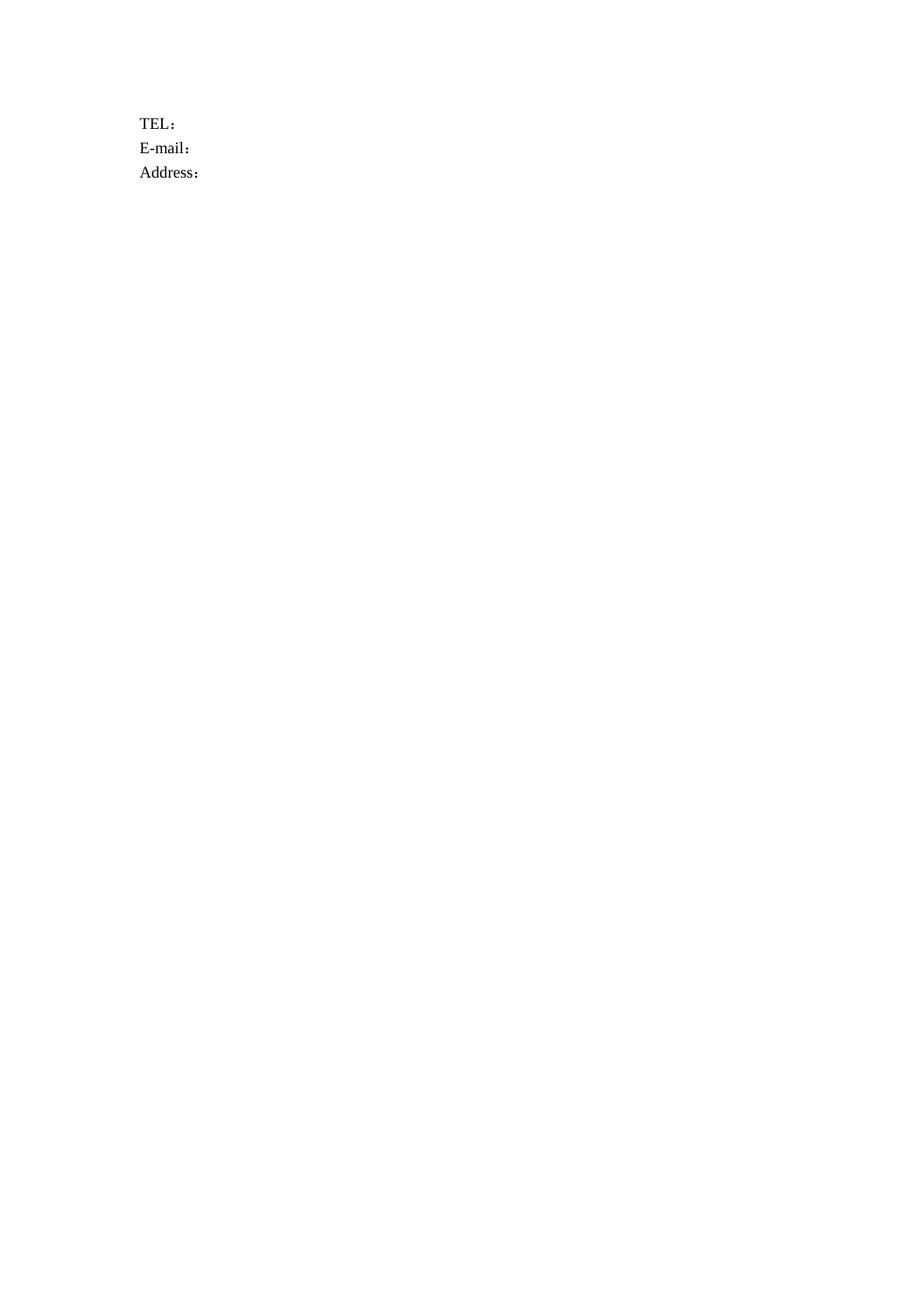TEL：
E-mail：
Address：